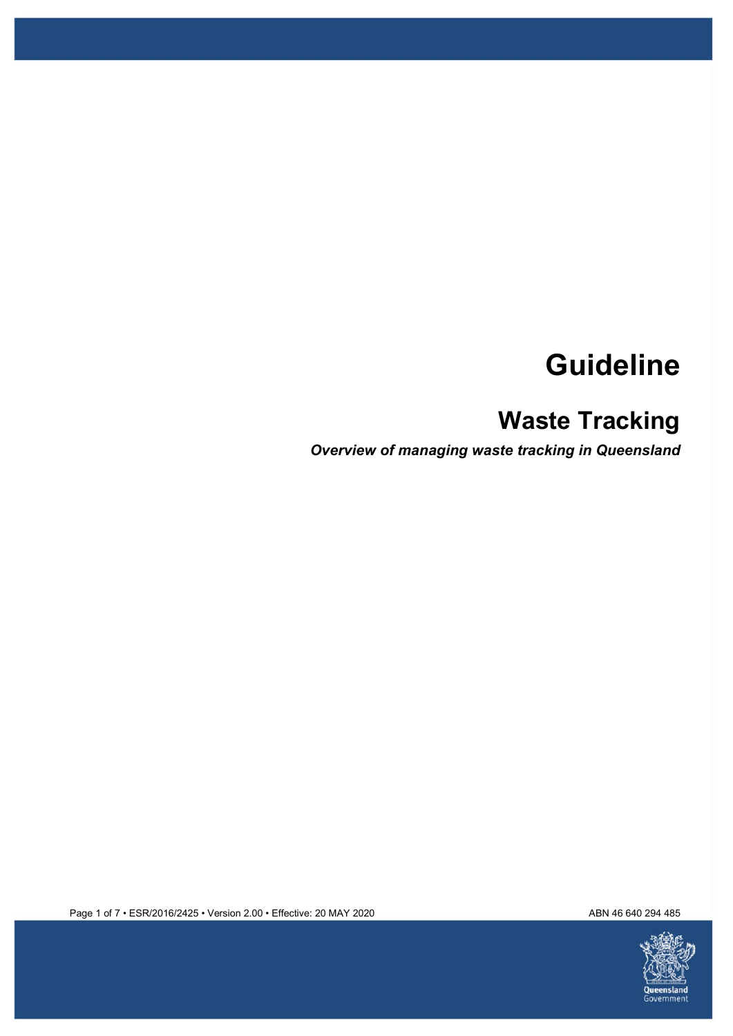# Guideline

## Waste Tracking

***Overview of managing waste tracking in Queensland***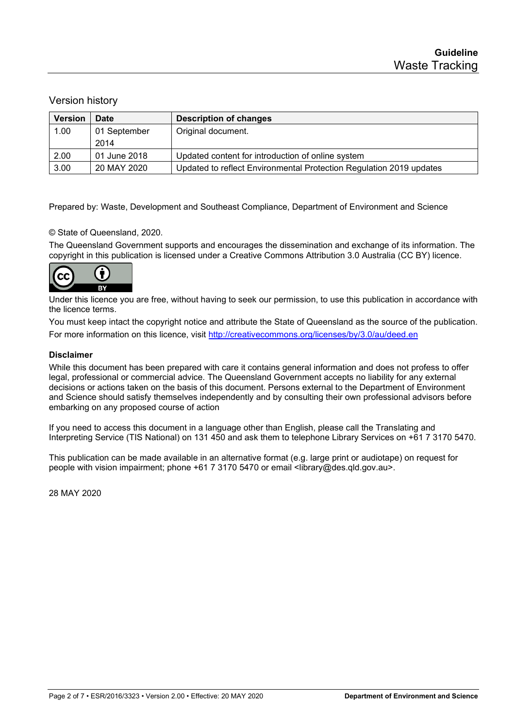## Version history

| Version | Date | Description of changes |
|---|---|---|
| 1.00 | 01 September 2014 | Original document. |
| 2.00 | 01 June 2018 | Updated content for introduction of online system |
| 3.00 | 20 MAY 2020 | Updated to reflect Environmental Protection Regulation 2019 updates |

Prepared by: Waste, Development and Southeast Compliance, Department of Environment and Science

© State of Queensland, 2020.

The Queensland Government supports and encourages the dissemination and exchange of its information. The copyright in this publication is licensed under a Creative Commons Attribution 3.0 Australia (CC BY) licence.

Under this licence you are free, without having to seek our permission, to use this publication in accordance with the licence terms.

You must keep intact the copyright notice and attribute the State of Queensland as the source of the publication.

For more information on this licence, visit http://creativecommons.org/licenses/by/3.0/au/deed.en

**Disclaimer**

While this document has been prepared with care it contains general information and does not profess to offer legal, professional or commercial advice. The Queensland Government accepts no liability for any external decisions or actions taken on the basis of this document. Persons external to the Department of Environment and Science should satisfy themselves independently and by consulting their own professional advisors before embarking on any proposed course of action

If you need to access this document in a language other than English, please call the Translating and Interpreting Service (TIS National) on 131 450 and ask them to telephone Library Services on +61 7 3170 5470.

This publication can be made available in an alternative format (e.g. large print or audiotape) on request for people with vision impairment; phone +61 7 3170 5470 or email <library@des.qld.gov.au>.

28 MAY 2020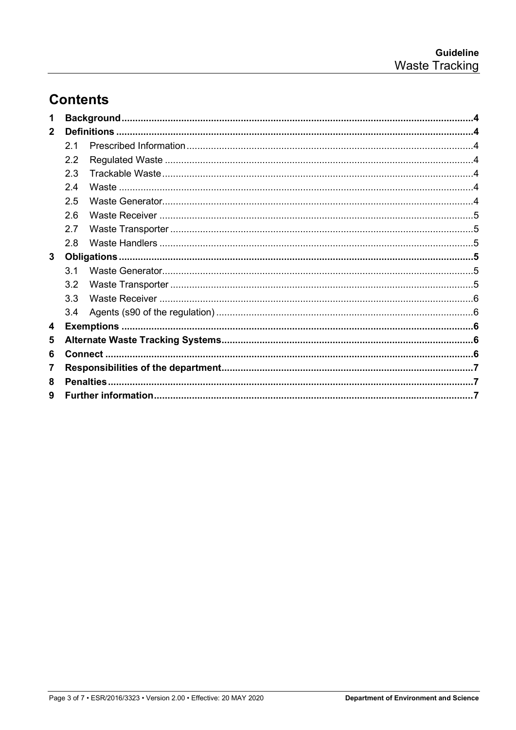# Contents

1 Background ....................................................................................................................4

2 Definitions ....................................................................................................................4

- 2.1 Prescribed Information ..........................................................................................4
- 2.2 Regulated Waste ..................................................................................................4
- 2.3 Trackable Waste ...................................................................................................4
- 2.4 Waste ....................................................................................................................4
- 2.5 Waste Generator ...................................................................................................4
- 2.6 Waste Receiver .....................................................................................................5
- 2.7 Waste Transporter .................................................................................................5
- 2.8 Waste Handlers .....................................................................................................5

3 Obligations ....................................................................................................................5

- 3.1 Waste Generator ...................................................................................................5
- 3.2 Waste Transporter .................................................................................................5
- 3.3 Waste Receiver .....................................................................................................6
- 3.4 Agents (s90 of the regulation) ...............................................................................6

4 Exemptions ....................................................................................................................6

5 Alternate Waste Tracking Systems ...............................................................................6

6 Connect .........................................................................................................................6

7 Responsibilities of the department ................................................................................7

8 Penalties ........................................................................................................................7

9 Further information ........................................................................................................7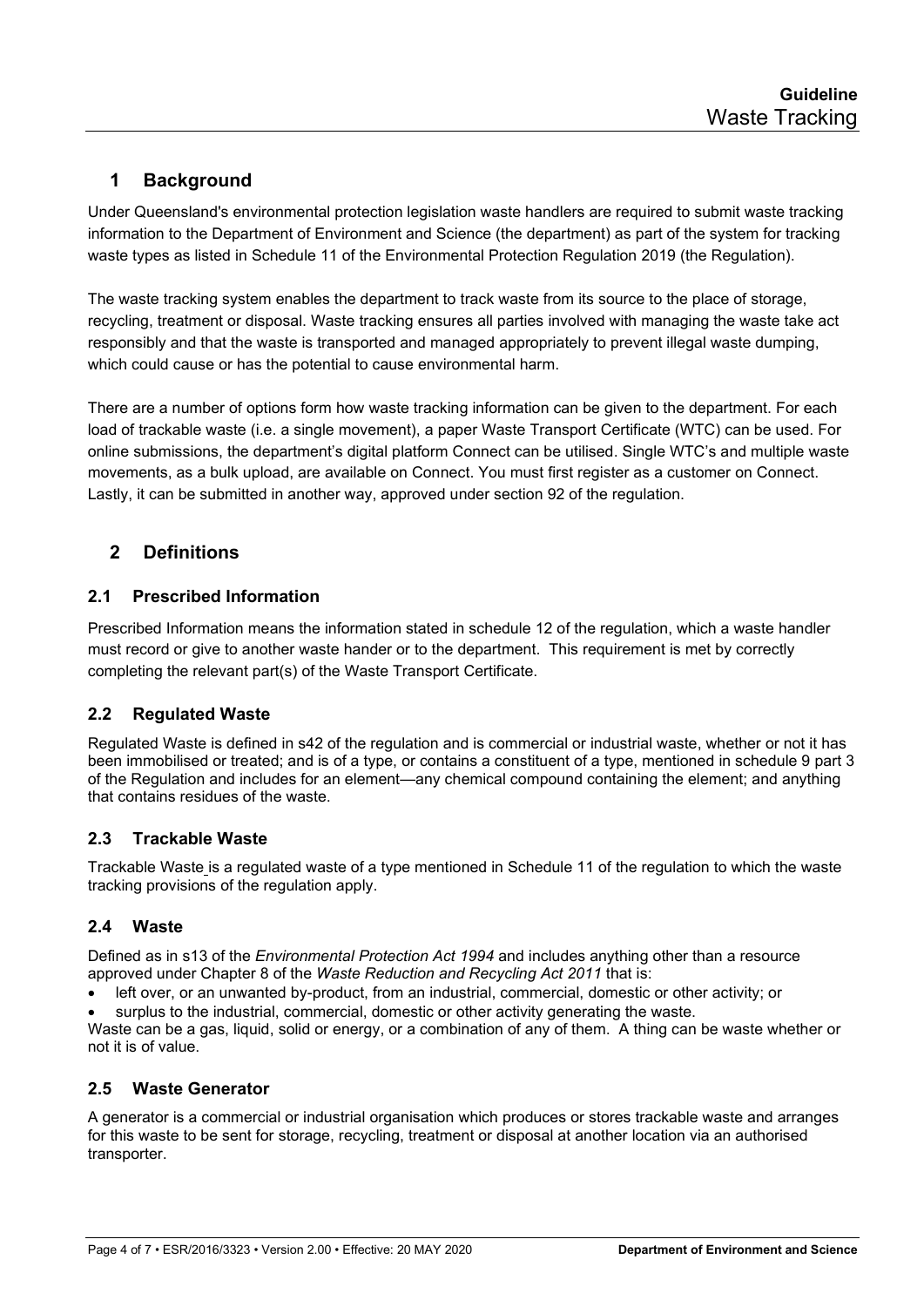## 1 Background

Under Queensland's environmental protection legislation waste handlers are required to submit waste tracking information to the Department of Environment and Science (the department) as part of the system for tracking waste types as listed in Schedule 11 of the Environmental Protection Regulation 2019 (the Regulation).

The waste tracking system enables the department to track waste from its source to the place of storage, recycling, treatment or disposal. Waste tracking ensures all parties involved with managing the waste take act responsibly and that the waste is transported and managed appropriately to prevent illegal waste dumping, which could cause or has the potential to cause environmental harm.

There are a number of options form how waste tracking information can be given to the department. For each load of trackable waste (i.e. a single movement), a paper Waste Transport Certificate (WTC) can be used. For online submissions, the department's digital platform Connect can be utilised. Single WTC's and multiple waste movements, as a bulk upload, are available on Connect. You must first register as a customer on Connect. Lastly, it can be submitted in another way, approved under section 92 of the regulation.

## 2 Definitions

### 2.1 Prescribed Information

Prescribed Information means the information stated in schedule 12 of the regulation, which a waste handler must record or give to another waste hander or to the department. This requirement is met by correctly completing the relevant part(s) of the Waste Transport Certificate.

### 2.2 Regulated Waste

Regulated Waste is defined in s42 of the regulation and is commercial or industrial waste, whether or not it has been immobilised or treated; and is of a type, or contains a constituent of a type, mentioned in schedule 9 part 3 of the Regulation and includes for an element—any chemical compound containing the element; and anything that contains residues of the waste.

### 2.3 Trackable Waste

Trackable Waste is a regulated waste of a type mentioned in Schedule 11 of the regulation to which the waste tracking provisions of the regulation apply.

### 2.4 Waste

Defined as in s13 of the *Environmental Protection Act 1994* and includes anything other than a resource approved under Chapter 8 of the *Waste Reduction and Recycling Act 2011* that is:

- left over, or an unwanted by-product, from an industrial, commercial, domestic or other activity; or
- surplus to the industrial, commercial, domestic or other activity generating the waste.

Waste can be a gas, liquid, solid or energy, or a combination of any of them. A thing can be waste whether or not it is of value.

### 2.5 Waste Generator

A generator is a commercial or industrial organisation which produces or stores trackable waste and arranges for this waste to be sent for storage, recycling, treatment or disposal at another location via an authorised transporter.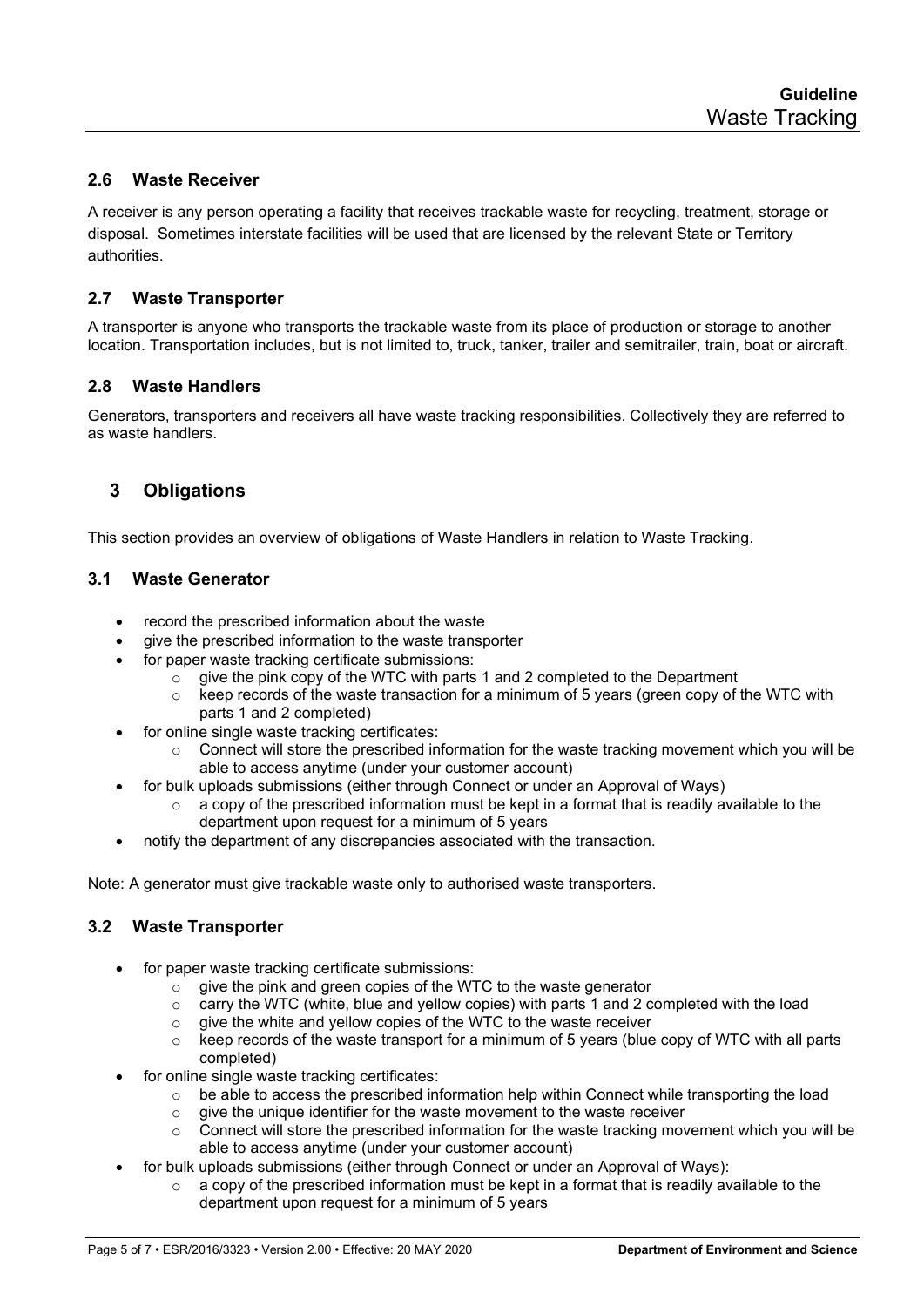### 2.6 Waste Receiver

A receiver is any person operating a facility that receives trackable waste for recycling, treatment, storage or disposal. Sometimes interstate facilities will be used that are licensed by the relevant State or Territory authorities.

### 2.7 Waste Transporter

A transporter is anyone who transports the trackable waste from its place of production or storage to another location. Transportation includes, but is not limited to, truck, tanker, trailer and semitrailer, train, boat or aircraft.

### 2.8 Waste Handlers

Generators, transporters and receivers all have waste tracking responsibilities. Collectively they are referred to as waste handlers.

## 3 Obligations

This section provides an overview of obligations of Waste Handlers in relation to Waste Tracking.

### 3.1 Waste Generator

- record the prescribed information about the waste
- give the prescribed information to the waste transporter
- for paper waste tracking certificate submissions:
  - give the pink copy of the WTC with parts 1 and 2 completed to the Department
  - keep records of the waste transaction for a minimum of 5 years (green copy of the WTC with parts 1 and 2 completed)
- for online single waste tracking certificates:
  - Connect will store the prescribed information for the waste tracking movement which you will be able to access anytime (under your customer account)
- for bulk uploads submissions (either through Connect or under an Approval of Ways)
  - a copy of the prescribed information must be kept in a format that is readily available to the department upon request for a minimum of 5 years
- notify the department of any discrepancies associated with the transaction.

Note: A generator must give trackable waste only to authorised waste transporters.

### 3.2 Waste Transporter

- for paper waste tracking certificate submissions:
  - give the pink and green copies of the WTC to the waste generator
  - carry the WTC (white, blue and yellow copies) with parts 1 and 2 completed with the load
  - give the white and yellow copies of the WTC to the waste receiver
  - keep records of the waste transport for a minimum of 5 years (blue copy of WTC with all parts completed)
- for online single waste tracking certificates:
  - be able to access the prescribed information help within Connect while transporting the load
  - give the unique identifier for the waste movement to the waste receiver
  - Connect will store the prescribed information for the waste tracking movement which you will be able to access anytime (under your customer account)
- for bulk uploads submissions (either through Connect or under an Approval of Ways):
  - a copy of the prescribed information must be kept in a format that is readily available to the department upon request for a minimum of 5 years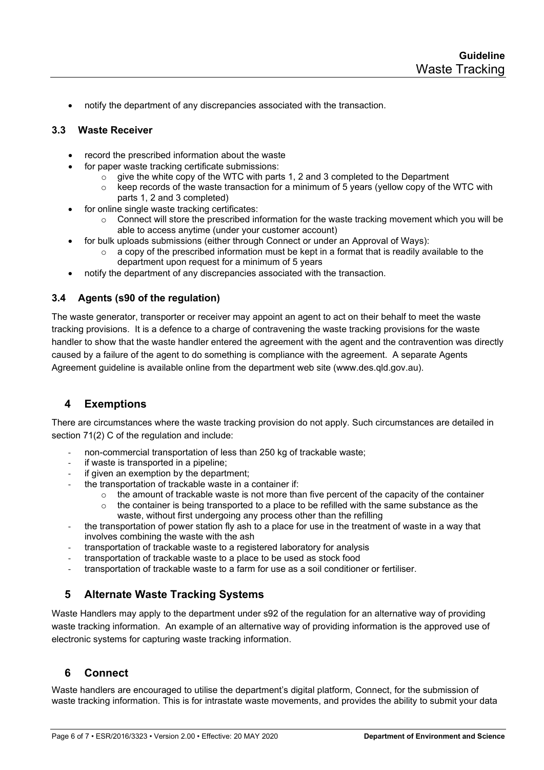- notify the department of any discrepancies associated with the transaction.

### 3.3 Waste Receiver

- record the prescribed information about the waste
- for paper waste tracking certificate submissions:
  - give the white copy of the WTC with parts 1, 2 and 3 completed to the Department
  - keep records of the waste transaction for a minimum of 5 years (yellow copy of the WTC with parts 1, 2 and 3 completed)
- for online single waste tracking certificates:
  - Connect will store the prescribed information for the waste tracking movement which you will be able to access anytime (under your customer account)
- for bulk uploads submissions (either through Connect or under an Approval of Ways):
  - a copy of the prescribed information must be kept in a format that is readily available to the department upon request for a minimum of 5 years
- notify the department of any discrepancies associated with the transaction.

### 3.4 Agents (s90 of the regulation)

The waste generator, transporter or receiver may appoint an agent to act on their behalf to meet the waste tracking provisions. It is a defence to a charge of contravening the waste tracking provisions for the waste handler to show that the waste handler entered the agreement with the agent and the contravention was directly caused by a failure of the agent to do something is compliance with the agreement. A separate Agents Agreement guideline is available online from the department web site (www.des.qld.gov.au).

## 4 Exemptions

There are circumstances where the waste tracking provision do not apply. Such circumstances are detailed in section 71(2) C of the regulation and include:

- non-commercial transportation of less than 250 kg of trackable waste;
- if waste is transported in a pipeline;
- if given an exemption by the department;
- the transportation of trackable waste in a container if:
  - the amount of trackable waste is not more than five percent of the capacity of the container
  - the container is being transported to a place to be refilled with the same substance as the waste, without first undergoing any process other than the refilling
- the transportation of power station fly ash to a place for use in the treatment of waste in a way that involves combining the waste with the ash
- transportation of trackable waste to a registered laboratory for analysis
- transportation of trackable waste to a place to be used as stock food
- transportation of trackable waste to a farm for use as a soil conditioner or fertiliser.

## 5 Alternate Waste Tracking Systems

Waste Handlers may apply to the department under s92 of the regulation for an alternative way of providing waste tracking information. An example of an alternative way of providing information is the approved use of electronic systems for capturing waste tracking information.

## 6 Connect

Waste handlers are encouraged to utilise the department's digital platform, Connect, for the submission of waste tracking information. This is for intrastate waste movements, and provides the ability to submit your data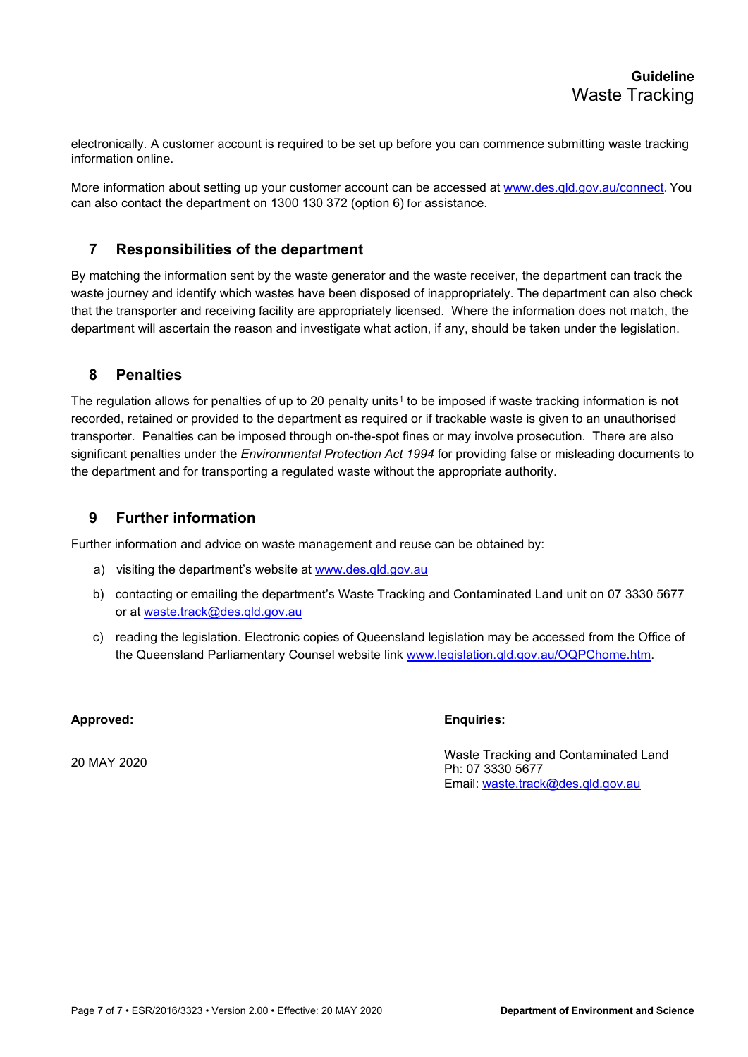electronically. A customer account is required to be set up before you can commence submitting waste tracking information online.

More information about setting up your customer account can be accessed at www.des.qld.gov.au/connect. You can also contact the department on 1300 130 372 (option 6) for assistance.

## 7 Responsibilities of the department

By matching the information sent by the waste generator and the waste receiver, the department can track the waste journey and identify which wastes have been disposed of inappropriately. The department can also check that the transporter and receiving facility are appropriately licensed. Where the information does not match, the department will ascertain the reason and investigate what action, if any, should be taken under the legislation.

## 8 Penalties

The regulation allows for penalties of up to 20 penalty units[1] to be imposed if waste tracking information is not recorded, retained or provided to the department as required or if trackable waste is given to an unauthorised transporter. Penalties can be imposed through on-the-spot fines or may involve prosecution. There are also significant penalties under the *Environmental Protection Act 1994* for providing false or misleading documents to the department and for transporting a regulated waste without the appropriate authority.

## 9 Further information

Further information and advice on waste management and reuse can be obtained by:

a) visiting the department's website at www.des.qld.gov.au

b) contacting or emailing the department's Waste Tracking and Contaminated Land unit on 07 3330 5677 or at waste.track@des.qld.gov.au

c) reading the legislation. Electronic copies of Queensland legislation may be accessed from the Office of the Queensland Parliamentary Counsel website link www.legislation.qld.gov.au/OQPChome.htm.

**Approved:**

20 MAY 2020

**Enquiries:**

Waste Tracking and Contaminated Land
Ph: 07 3330 5677
Email: waste.track@des.qld.gov.au